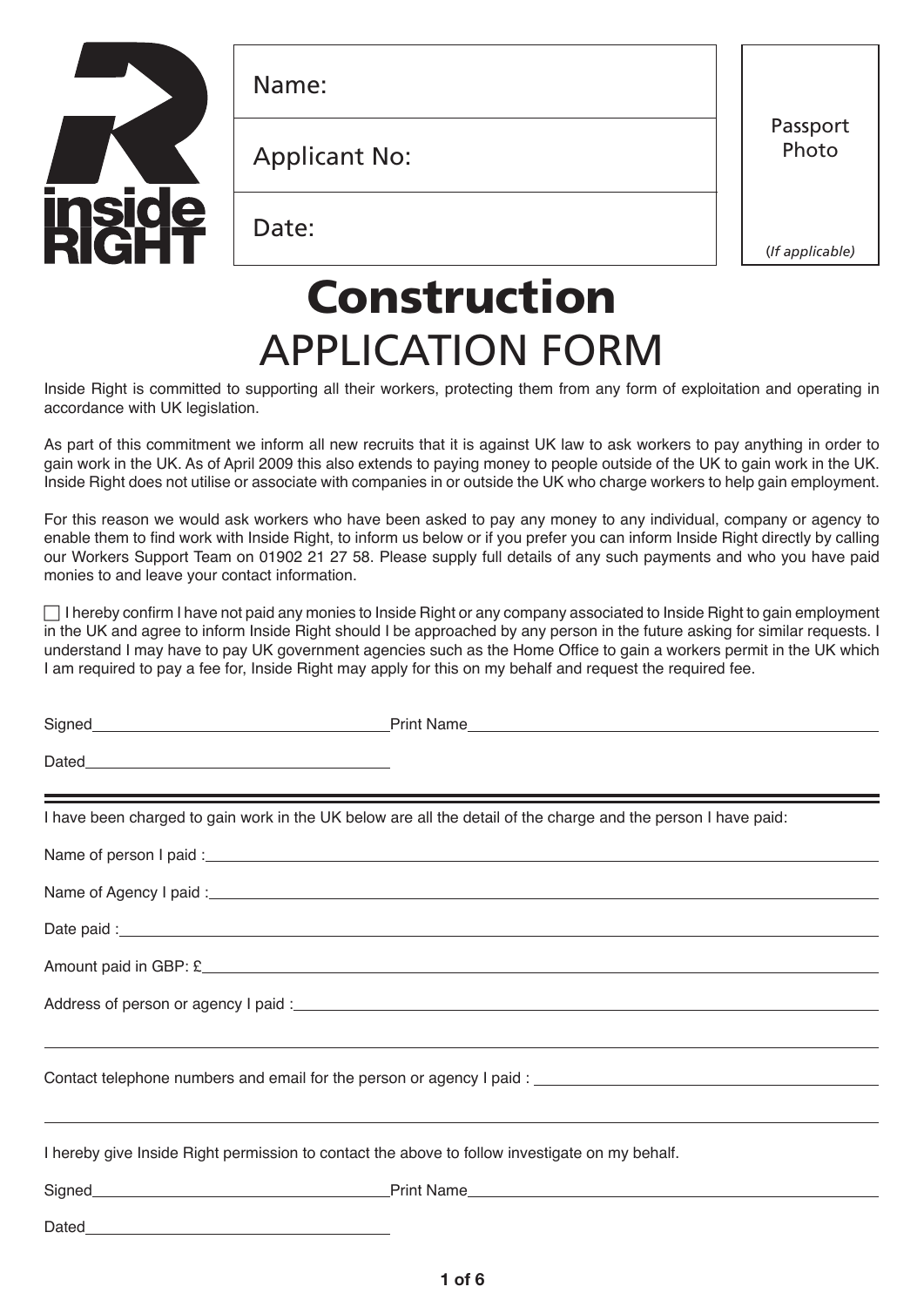inside RIGHT

| Name: |
| --- |
| Applicant No: |
| Date: |

Passport Photo

(*If applicable*)

# Construction
# APPLICATION FORM

Inside Right is committed to supporting all their workers, protecting them from any form of exploitation and operating in accordance with UK legislation.

As part of this commitment we inform all new recruits that it is against UK law to ask workers to pay anything in order to gain work in the UK. As of April 2009 this also extends to paying money to people outside of the UK to gain work in the UK. Inside Right does not utilise or associate with companies in or outside the UK who charge workers to help gain employment.

For this reason we would ask workers who have been asked to pay any money to any individual, company or agency to enable them to find work with Inside Right, to inform us below or if you prefer you can inform Inside Right directly by calling our Workers Support Team on 01902 21 27 58. Please supply full details of any such payments and who you have paid monies to and leave your contact information.

☐ I hereby confirm I have not paid any monies to Inside Right or any company associated to Inside Right to gain employment in the UK and agree to inform Inside Right should I be approached by any person in the future asking for similar requests. I understand I may have to pay UK government agencies such as the Home Office to gain a workers permit in the UK which I am required to pay a fee for, Inside Right may apply for this on my behalf and request the required fee.

Signed\_\_\_\_\_\_\_\_\_\_\_\_\_\_\_\_\_\_\_\_ Print Name\_\_\_\_\_\_\_\_\_\_\_\_\_\_\_\_\_\_\_\_

Dated\_\_\_\_\_\_\_\_\_\_\_\_\_\_\_\_\_\_\_\_

---

I have been charged to gain work in the UK below are all the detail of the charge and the person I have paid:

Name of person I paid :\_\_\_\_\_\_\_\_\_\_\_\_\_\_\_\_\_\_\_\_

Name of Agency I paid :\_\_\_\_\_\_\_\_\_\_\_\_\_\_\_\_\_\_\_\_

Date paid :\_\_\_\_\_\_\_\_\_\_\_\_\_\_\_\_\_\_\_\_

Amount paid in GBP: £\_\_\_\_\_\_\_\_\_\_\_\_\_\_\_\_\_\_\_\_

Address of person or agency I paid :\_\_\_\_\_\_\_\_\_\_\_\_\_\_\_\_\_\_\_\_

Contact telephone numbers and email for the person or agency I paid : \_\_\_\_\_\_\_\_\_\_\_\_\_\_\_\_\_\_\_\_

I hereby give Inside Right permission to contact the above to follow investigate on my behalf.

Signed\_\_\_\_\_\_\_\_\_\_\_\_\_\_\_\_\_\_\_\_ Print Name\_\_\_\_\_\_\_\_\_\_\_\_\_\_\_\_\_\_\_\_

Dated\_\_\_\_\_\_\_\_\_\_\_\_\_\_\_\_\_\_\_\_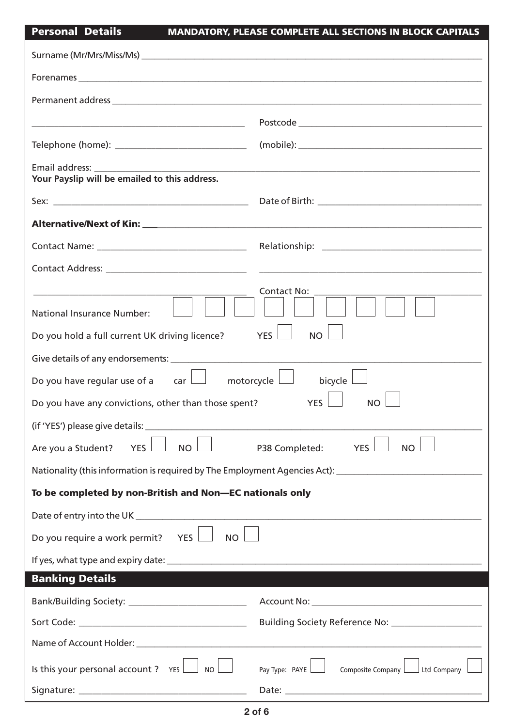## Personal Details

**MANDATORY, PLEASE COMPLETE ALL SECTIONS IN BLOCK CAPITALS**

Surname (Mr/Mrs/Miss/Ms) ______________________

Forenames ______________________

Permanent address ______________________

______________________ Postcode ______________________

Telephone (home): ______________________ (mobile): ______________________

Email address: ______________________
**Your Payslip will be emailed to this address.**

Sex: ______________________ Date of Birth: ______________________

**Alternative/Next of Kin:** ______________________

Contact Name: ______________________ Relationship: ______________________

Contact Address: ______________________ ______________________

______________________ Contact No: ______________________

National Insurance Number: ☐ ☐ ☐ ☐ ☐ ☐ ☐ ☐ ☐

Do you hold a full current UK driving licence? YES ☐ NO ☐

Give details of any endorsements: ______________________

Do you have regular use of a car ☐ motorcycle ☐ bicycle ☐

Do you have any convictions, other than those spent? YES ☐ NO ☐

(if 'YES') please give details: ______________________

Are you a Student? YES ☐ NO ☐ P38 Completed: YES ☐ NO ☐

Nationality (this information is required by The Employment Agencies Act): ______________________

**To be completed by non-British and Non—EC nationals only**

Date of entry into the UK ______________________

Do you require a work permit? YES ☐ NO ☐

If yes, what type and expiry date: ______________________

## Banking Details

Bank/Building Society: ______________________ Account No: ______________________

Sort Code: ______________________ Building Society Reference No: ______________________

Name of Account Holder: ______________________

Is this your personal account ? YES ☐ NO ☐ Pay Type: PAYE ☐ Composite Company ☐ Ltd Company ☐

Signature: ______________________ Date: ______________________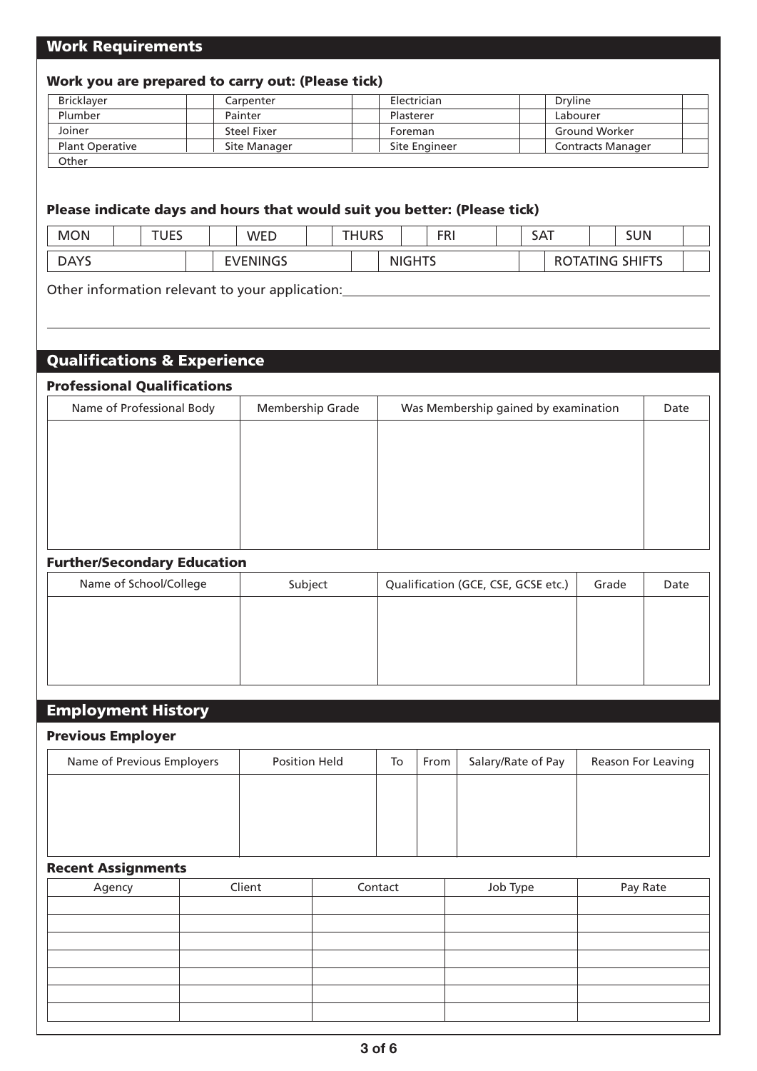## Work Requirements

### Work you are prepared to carry out: (Please tick)

| Bricklayer | | Carpenter | | Electrician | | Dryline | |
|---|---|---|---|---|---|---|---|
| Plumber | | Painter | | Plasterer | | Labourer | |
| Joiner | | Steel Fixer | | Foreman | | Ground Worker | |
| Plant Operative | | Site Manager | | Site Engineer | | Contracts Manager | |
| Other | | | | | | | |

### Please indicate days and hours that would suit you better: (Please tick)

| MON | | TUES | | WED | | THURS | | FRI | | SAT | | SUN | |
|---|---|---|---|---|---|---|---|---|---|---|---|---|---|

| DAYS | | EVENINGS | | NIGHTS | | ROTATING SHIFTS | |
|---|---|---|---|---|---|---|---|

Other information relevant to your application: ______________________________

______________________________

## Qualifications & Experience

### Professional Qualifications

| Name of Professional Body | Membership Grade | Was Membership gained by examination | Date |
|---|---|---|---|
| | | | |

### Further/Secondary Education

| Name of School/College | Subject | Qualification (GCE, CSE, GCSE etc.) | Grade | Date |
|---|---|---|---|---|
| | | | | |

## Employment History

### Previous Employer

| Name of Previous Employers | Position Held | To | From | Salary/Rate of Pay | Reason For Leaving |
|---|---|---|---|---|---|
| | | | | | |

### Recent Assignments

| Agency | Client | Contact | Job Type | Pay Rate |
|---|---|---|---|---|
| | | | | |
| | | | | |
| | | | | |
| | | | | |
| | | | | |
| | | | | |
| | | | | |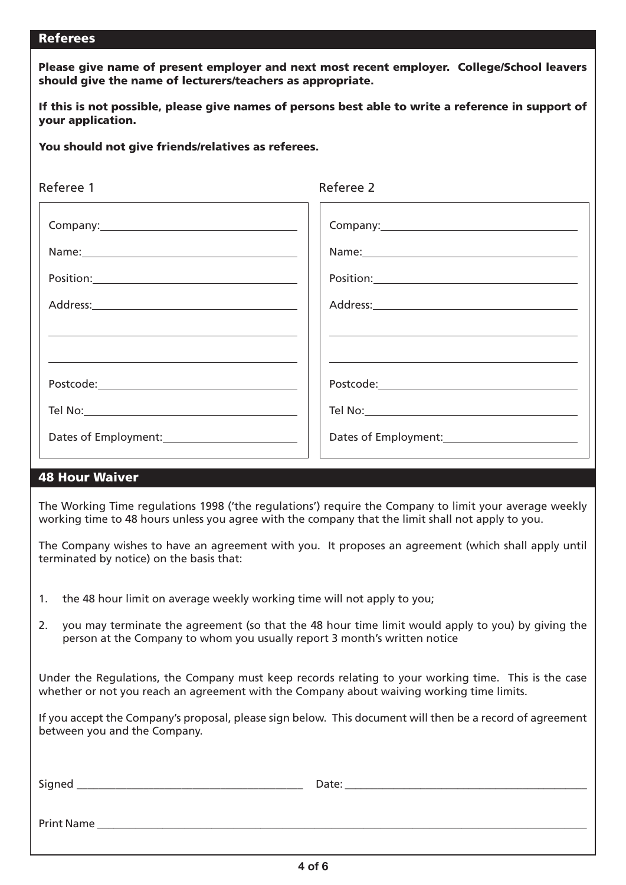## Referees

**Please give name of present employer and next most recent employer. College/School leavers should give the name of lecturers/teachers as appropriate.**

**If this is not possible, please give names of persons best able to write a reference in support of your application.**

**You should not give friends/relatives as referees.**

| Referee 1 | Referee 2 |
|---|---|
| Company: | Company: |
| Name: | Name: |
| Position: | Position: |
| Address: | Address: |
| | |
| | |
| Postcode: | Postcode: |
| Tel No: | Tel No: |
| Dates of Employment: | Dates of Employment: |

## 48 Hour Waiver

The Working Time regulations 1998 ('the regulations') require the Company to limit your average weekly working time to 48 hours unless you agree with the company that the limit shall not apply to you.

The Company wishes to have an agreement with you. It proposes an agreement (which shall apply until terminated by notice) on the basis that:

1. the 48 hour limit on average weekly working time will not apply to you;
2. you may terminate the agreement (so that the 48 hour time limit would apply to you) by giving the person at the Company to whom you usually report 3 month's written notice

Under the Regulations, the Company must keep records relating to your working time. This is the case whether or not you reach an agreement with the Company about waiving working time limits.

If you accept the Company's proposal, please sign below. This document will then be a record of agreement between you and the Company.

Signed ________________________ Date: ________________________

Print Name ________________________________________________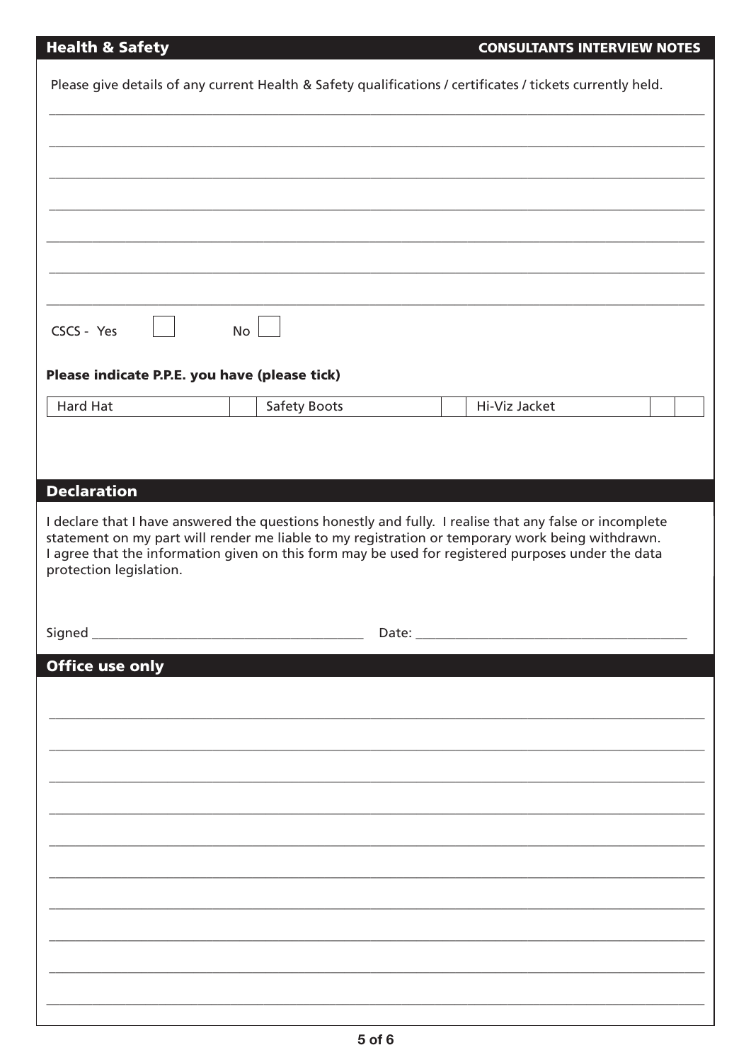## Health & Safety

**CONSULTANTS INTERVIEW NOTES**

Please give details of any current Health & Safety qualifications / certificates / tickets currently held.

\_\_\_\_\_\_\_\_\_\_\_\_\_\_\_\_\_\_\_\_\_\_\_\_\_\_\_\_\_\_\_\_\_\_\_\_\_\_\_\_\_\_\_\_\_\_\_\_\_\_\_\_\_\_\_\_\_\_\_\_\_\_\_\_\_\_\_\_\_\_\_\_\_\_\_\_\_\_

\_\_\_\_\_\_\_\_\_\_\_\_\_\_\_\_\_\_\_\_\_\_\_\_\_\_\_\_\_\_\_\_\_\_\_\_\_\_\_\_\_\_\_\_\_\_\_\_\_\_\_\_\_\_\_\_\_\_\_\_\_\_\_\_\_\_\_\_\_\_\_\_\_\_\_\_\_\_

\_\_\_\_\_\_\_\_\_\_\_\_\_\_\_\_\_\_\_\_\_\_\_\_\_\_\_\_\_\_\_\_\_\_\_\_\_\_\_\_\_\_\_\_\_\_\_\_\_\_\_\_\_\_\_\_\_\_\_\_\_\_\_\_\_\_\_\_\_\_\_\_\_\_\_\_\_\_

\_\_\_\_\_\_\_\_\_\_\_\_\_\_\_\_\_\_\_\_\_\_\_\_\_\_\_\_\_\_\_\_\_\_\_\_\_\_\_\_\_\_\_\_\_\_\_\_\_\_\_\_\_\_\_\_\_\_\_\_\_\_\_\_\_\_\_\_\_\_\_\_\_\_\_\_\_\_

\_\_\_\_\_\_\_\_\_\_\_\_\_\_\_\_\_\_\_\_\_\_\_\_\_\_\_\_\_\_\_\_\_\_\_\_\_\_\_\_\_\_\_\_\_\_\_\_\_\_\_\_\_\_\_\_\_\_\_\_\_\_\_\_\_\_\_\_\_\_\_\_\_\_\_\_\_\_

\_\_\_\_\_\_\_\_\_\_\_\_\_\_\_\_\_\_\_\_\_\_\_\_\_\_\_\_\_\_\_\_\_\_\_\_\_\_\_\_\_\_\_\_\_\_\_\_\_\_\_\_\_\_\_\_\_\_\_\_\_\_\_\_\_\_\_\_\_\_\_\_\_\_\_\_\_\_

\_\_\_\_\_\_\_\_\_\_\_\_\_\_\_\_\_\_\_\_\_\_\_\_\_\_\_\_\_\_\_\_\_\_\_\_\_\_\_\_\_\_\_\_\_\_\_\_\_\_\_\_\_\_\_\_\_\_\_\_\_\_\_\_\_\_\_\_\_\_\_\_\_\_\_\_\_\_

CSCS - Yes ☐ No ☐

**Please indicate P.P.E. you have (please tick)**

| Hard Hat | | Safety Boots | | Hi-Viz Jacket | | |
|---|---|---|---|---|---|---|

## Declaration

I declare that I have answered the questions honestly and fully. I realise that any false or incomplete statement on my part will render me liable to my registration or temporary work being withdrawn. I agree that the information given on this form may be used for registered purposes under the data protection legislation.

Signed \_\_\_\_\_\_\_\_\_\_\_\_\_\_\_\_\_\_\_\_\_\_\_\_\_\_\_\_\_\_\_\_ Date: \_\_\_\_\_\_\_\_\_\_\_\_\_\_\_\_\_\_\_\_\_\_\_\_\_\_\_\_\_\_\_\_

## Office use only

\_\_\_\_\_\_\_\_\_\_\_\_\_\_\_\_\_\_\_\_\_\_\_\_\_\_\_\_\_\_\_\_\_\_\_\_\_\_\_\_\_\_\_\_\_\_\_\_\_\_\_\_\_\_\_\_\_\_\_\_\_\_\_\_\_\_\_\_\_\_\_\_\_\_\_\_\_\_

\_\_\_\_\_\_\_\_\_\_\_\_\_\_\_\_\_\_\_\_\_\_\_\_\_\_\_\_\_\_\_\_\_\_\_\_\_\_\_\_\_\_\_\_\_\_\_\_\_\_\_\_\_\_\_\_\_\_\_\_\_\_\_\_\_\_\_\_\_\_\_\_\_\_\_\_\_\_

\_\_\_\_\_\_\_\_\_\_\_\_\_\_\_\_\_\_\_\_\_\_\_\_\_\_\_\_\_\_\_\_\_\_\_\_\_\_\_\_\_\_\_\_\_\_\_\_\_\_\_\_\_\_\_\_\_\_\_\_\_\_\_\_\_\_\_\_\_\_\_\_\_\_\_\_\_\_

\_\_\_\_\_\_\_\_\_\_\_\_\_\_\_\_\_\_\_\_\_\_\_\_\_\_\_\_\_\_\_\_\_\_\_\_\_\_\_\_\_\_\_\_\_\_\_\_\_\_\_\_\_\_\_\_\_\_\_\_\_\_\_\_\_\_\_\_\_\_\_\_\_\_\_\_\_\_

\_\_\_\_\_\_\_\_\_\_\_\_\_\_\_\_\_\_\_\_\_\_\_\_\_\_\_\_\_\_\_\_\_\_\_\_\_\_\_\_\_\_\_\_\_\_\_\_\_\_\_\_\_\_\_\_\_\_\_\_\_\_\_\_\_\_\_\_\_\_\_\_\_\_\_\_\_\_

\_\_\_\_\_\_\_\_\_\_\_\_\_\_\_\_\_\_\_\_\_\_\_\_\_\_\_\_\_\_\_\_\_\_\_\_\_\_\_\_\_\_\_\_\_\_\_\_\_\_\_\_\_\_\_\_\_\_\_\_\_\_\_\_\_\_\_\_\_\_\_\_\_\_\_\_\_\_

\_\_\_\_\_\_\_\_\_\_\_\_\_\_\_\_\_\_\_\_\_\_\_\_\_\_\_\_\_\_\_\_\_\_\_\_\_\_\_\_\_\_\_\_\_\_\_\_\_\_\_\_\_\_\_\_\_\_\_\_\_\_\_\_\_\_\_\_\_\_\_\_\_\_\_\_\_\_

\_\_\_\_\_\_\_\_\_\_\_\_\_\_\_\_\_\_\_\_\_\_\_\_\_\_\_\_\_\_\_\_\_\_\_\_\_\_\_\_\_\_\_\_\_\_\_\_\_\_\_\_\_\_\_\_\_\_\_\_\_\_\_\_\_\_\_\_\_\_\_\_\_\_\_\_\_\_

\_\_\_\_\_\_\_\_\_\_\_\_\_\_\_\_\_\_\_\_\_\_\_\_\_\_\_\_\_\_\_\_\_\_\_\_\_\_\_\_\_\_\_\_\_\_\_\_\_\_\_\_\_\_\_\_\_\_\_\_\_\_\_\_\_\_\_\_\_\_\_\_\_\_\_\_\_\_

\_\_\_\_\_\_\_\_\_\_\_\_\_\_\_\_\_\_\_\_\_\_\_\_\_\_\_\_\_\_\_\_\_\_\_\_\_\_\_\_\_\_\_\_\_\_\_\_\_\_\_\_\_\_\_\_\_\_\_\_\_\_\_\_\_\_\_\_\_\_\_\_\_\_\_\_\_\_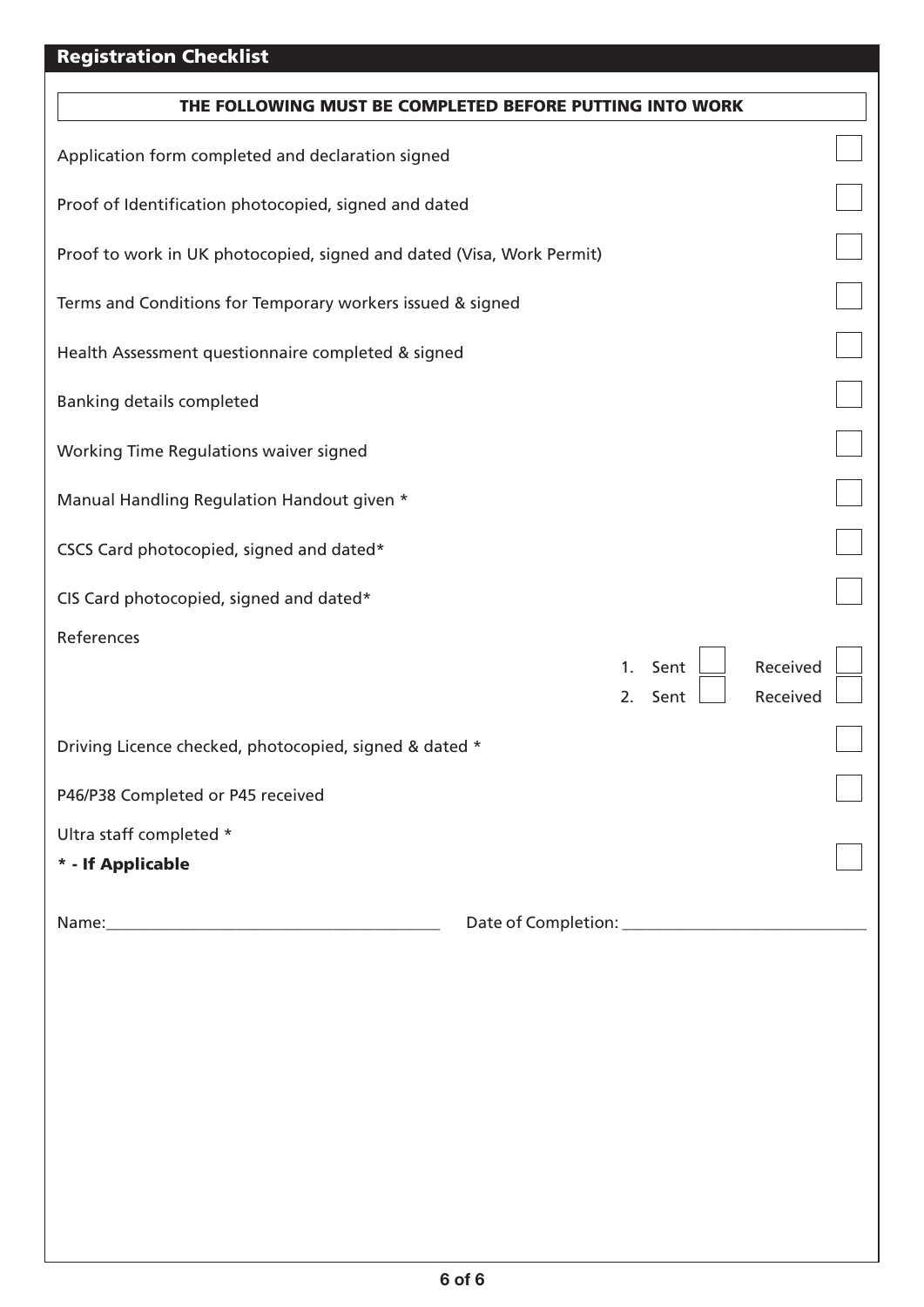## Registration Checklist

**THE FOLLOWING MUST BE COMPLETED BEFORE PUTTING INTO WORK**

- [ ] Application form completed and declaration signed
- [ ] Proof of Identification photocopied, signed and dated
- [ ] Proof to work in UK photocopied, signed and dated (Visa, Work Permit)
- [ ] Terms and Conditions for Temporary workers issued & signed
- [ ] Health Assessment questionnaire completed & signed
- [ ] Banking details completed
- [ ] Working Time Regulations waiver signed
- [ ] Manual Handling Regulation Handout given *
- [ ] CSCS Card photocopied, signed and dated*
- [ ] CIS Card photocopied, signed and dated*

References

1. Sent [ ] Received [ ]
2. Sent [ ] Received [ ]

- [ ] Driving Licence checked, photocopied, signed & dated *
- [ ] P46/P38 Completed or P45 received
- [ ] Ultra staff completed *

**\* - If Applicable**

Name:________________________________________ Date of Completion: ____________________________